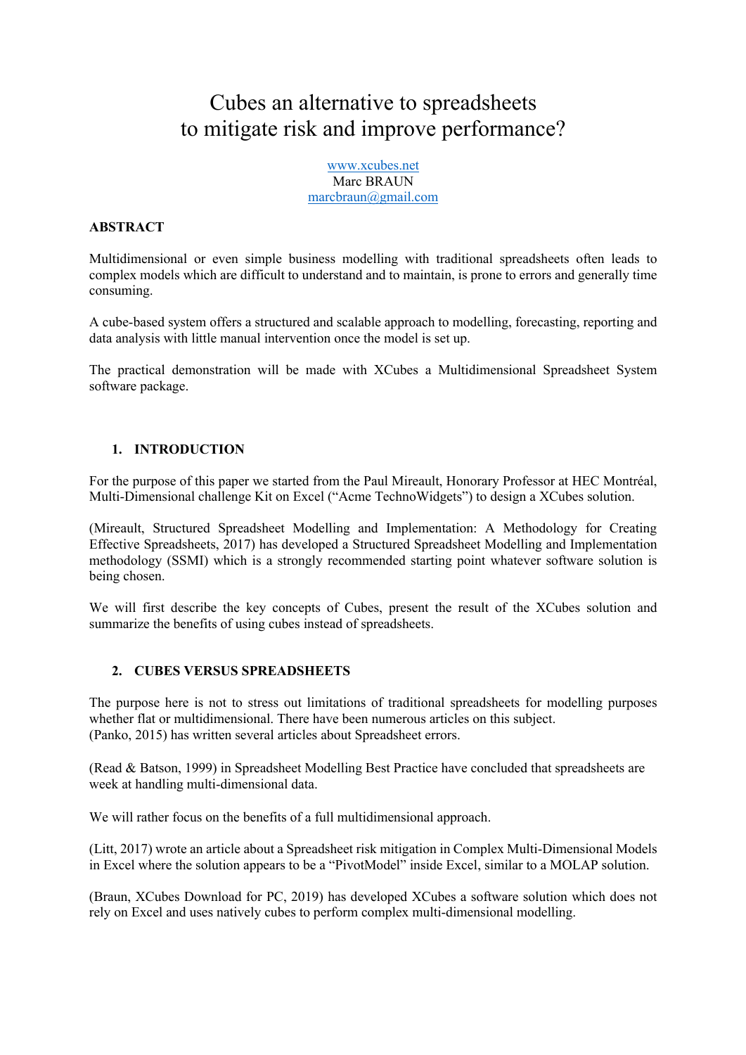# Cubes an alternative to spreadsheets to mitigate risk and improve performance?

www.xcubes.net
Marc BRAUN
marcbraun@gmail.com

**ABSTRACT**

Multidimensional or even simple business modelling with traditional spreadsheets often leads to complex models which are difficult to understand and to maintain, is prone to errors and generally time consuming.

A cube-based system offers a structured and scalable approach to modelling, forecasting, reporting and data analysis with little manual intervention once the model is set up.

The practical demonstration will be made with XCubes a Multidimensional Spreadsheet System software package.

## 1. INTRODUCTION

For the purpose of this paper we started from the Paul Mireault, Honorary Professor at HEC Montréal, Multi-Dimensional challenge Kit on Excel ("Acme TechnoWidgets") to design a XCubes solution.

(Mireault, Structured Spreadsheet Modelling and Implementation: A Methodology for Creating Effective Spreadsheets, 2017) has developed a Structured Spreadsheet Modelling and Implementation methodology (SSMI) which is a strongly recommended starting point whatever software solution is being chosen.

We will first describe the key concepts of Cubes, present the result of the XCubes solution and summarize the benefits of using cubes instead of spreadsheets.

## 2. CUBES VERSUS SPREADSHEETS

The purpose here is not to stress out limitations of traditional spreadsheets for modelling purposes whether flat or multidimensional. There have been numerous articles on this subject.
(Panko, 2015) has written several articles about Spreadsheet errors.

(Read & Batson, 1999) in Spreadsheet Modelling Best Practice have concluded that spreadsheets are week at handling multi-dimensional data.

We will rather focus on the benefits of a full multidimensional approach.

(Litt, 2017) wrote an article about a Spreadsheet risk mitigation in Complex Multi-Dimensional Models in Excel where the solution appears to be a "PivotModel" inside Excel, similar to a MOLAP solution.

(Braun, XCubes Download for PC, 2019) has developed XCubes a software solution which does not rely on Excel and uses natively cubes to perform complex multi-dimensional modelling.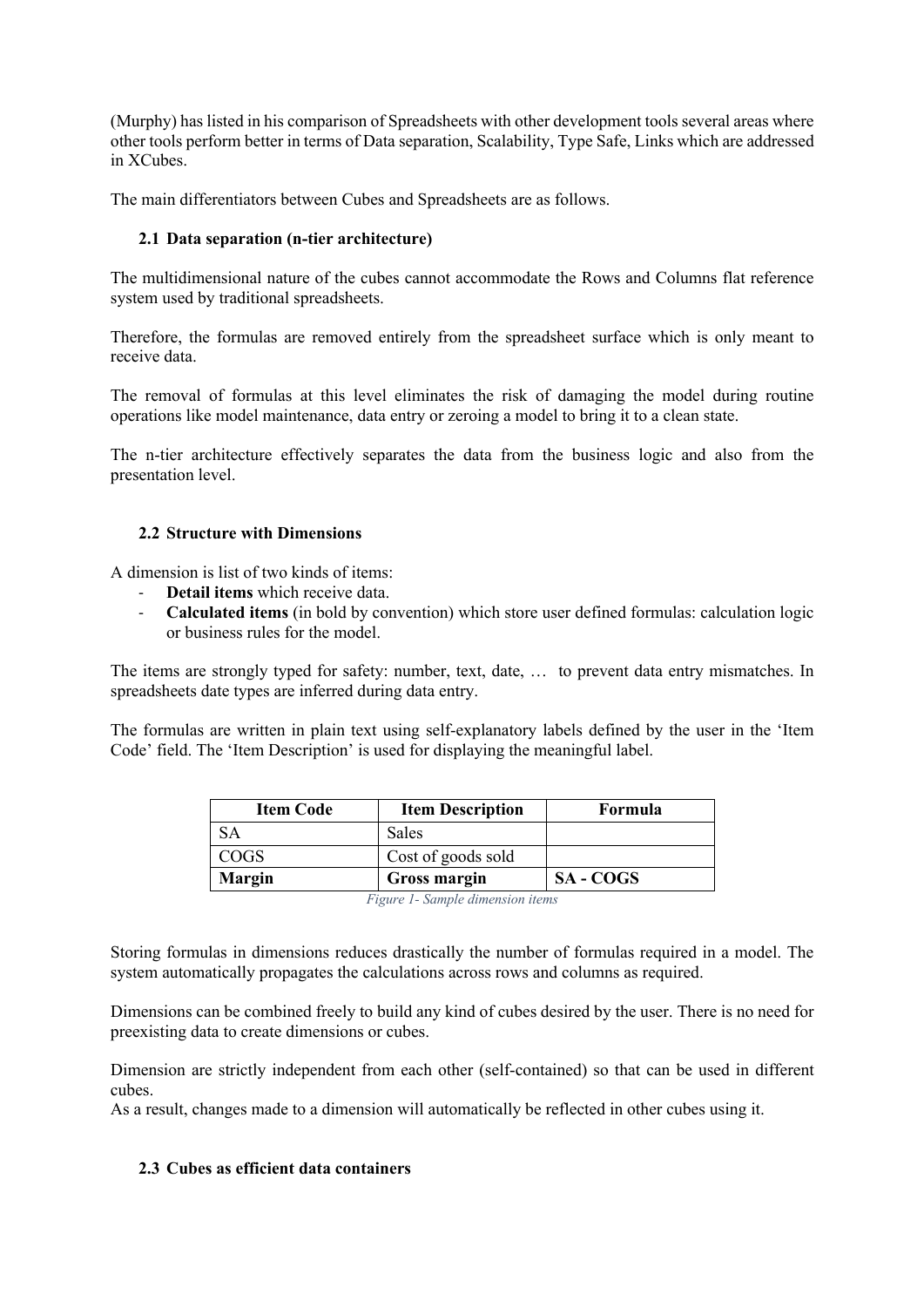(Murphy) has listed in his comparison of Spreadsheets with other development tools several areas where other tools perform better in terms of Data separation, Scalability, Type Safe, Links which are addressed in XCubes.

The main differentiators between Cubes and Spreadsheets are as follows.

### 2.1 Data separation (n-tier architecture)

The multidimensional nature of the cubes cannot accommodate the Rows and Columns flat reference system used by traditional spreadsheets.

Therefore, the formulas are removed entirely from the spreadsheet surface which is only meant to receive data.

The removal of formulas at this level eliminates the risk of damaging the model during routine operations like model maintenance, data entry or zeroing a model to bring it to a clean state.

The n-tier architecture effectively separates the data from the business logic and also from the presentation level.

### 2.2 Structure with Dimensions

A dimension is list of two kinds of items:

- **Detail items** which receive data.
- **Calculated items** (in bold by convention) which store user defined formulas: calculation logic or business rules for the model.

The items are strongly typed for safety: number, text, date, … to prevent data entry mismatches. In spreadsheets date types are inferred during data entry.

The formulas are written in plain text using self-explanatory labels defined by the user in the 'Item Code' field. The 'Item Description' is used for displaying the meaningful label.

| Item Code | Item Description | Formula |
| --- | --- | --- |
| SA | Sales | |
| COGS | Cost of goods sold | |
| **Margin** | **Gross margin** | **SA - COGS** |

*Figure 1- Sample dimension items*

Storing formulas in dimensions reduces drastically the number of formulas required in a model. The system automatically propagates the calculations across rows and columns as required.

Dimensions can be combined freely to build any kind of cubes desired by the user. There is no need for preexisting data to create dimensions or cubes.

Dimension are strictly independent from each other (self-contained) so that can be used in different cubes.
As a result, changes made to a dimension will automatically be reflected in other cubes using it.

### 2.3 Cubes as efficient data containers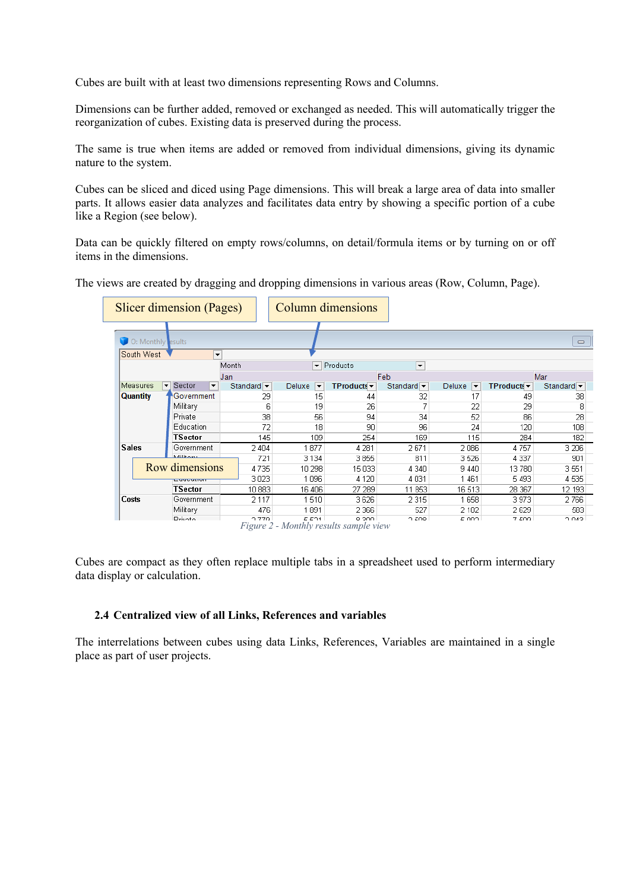Cubes are built with at least two dimensions representing Rows and Columns.

Dimensions can be further added, removed or exchanged as needed. This will automatically trigger the reorganization of cubes. Existing data is preserved during the process.

The same is true when items are added or removed from individual dimensions, giving its dynamic nature to the system.

Cubes can be sliced and diced using Page dimensions. This will break a large area of data into smaller parts. It allows easier data analyzes and facilitates data entry by showing a specific portion of a cube like a Region (see below).

Data can be quickly filtered on empty rows/columns, on detail/formula items or by turning on or off items in the dimensions.

The views are created by dragging and dropping dimensions in various areas (Row, Column, Page).

*Figure 2 - Monthly results sample view*

Cubes are compact as they often replace multiple tabs in a spreadsheet used to perform intermediary data display or calculation.

### 2.4 Centralized view of all Links, References and variables

The interrelations between cubes using data Links, References, Variables are maintained in a single place as part of user projects.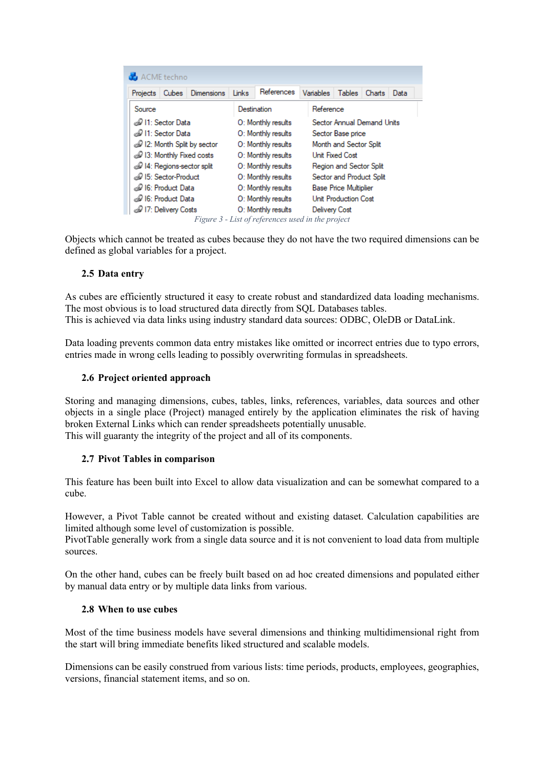| Source | Destination | Reference |
|---|---|---|
| I1: Sector Data | O: Monthly results | Sector Annual Demand Units |
| I1: Sector Data | O: Monthly results | Sector Base price |
| I2: Month Split by sector | O: Monthly results | Month and Sector Split |
| I3: Monthly Fixed costs | O: Monthly results | Unit Fixed Cost |
| I4: Regions-sector split | O: Monthly results | Region and Sector Split |
| I5: Sector-Product | O: Monthly results | Sector and Product Split |
| I6: Product Data | O: Monthly results | Base Price Multiplier |
| I6: Product Data | O: Monthly results | Unit Production Cost |
| I7: Delivery Costs | O: Monthly results | Delivery Cost |

*Figure 3 - List of references used in the project*

Objects which cannot be treated as cubes because they do not have the two required dimensions can be defined as global variables for a project.

### 2.5 Data entry

As cubes are efficiently structured it easy to create robust and standardized data loading mechanisms. The most obvious is to load structured data directly from SQL Databases tables.
This is achieved via data links using industry standard data sources: ODBC, OleDB or DataLink.

Data loading prevents common data entry mistakes like omitted or incorrect entries due to typo errors, entries made in wrong cells leading to possibly overwriting formulas in spreadsheets.

### 2.6 Project oriented approach

Storing and managing dimensions, cubes, tables, links, references, variables, data sources and other objects in a single place (Project) managed entirely by the application eliminates the risk of having broken External Links which can render spreadsheets potentially unusable.
This will guaranty the integrity of the project and all of its components.

### 2.7 Pivot Tables in comparison

This feature has been built into Excel to allow data visualization and can be somewhat compared to a cube.

However, a Pivot Table cannot be created without and existing dataset. Calculation capabilities are limited although some level of customization is possible.
PivotTable generally work from a single data source and it is not convenient to load data from multiple sources.

On the other hand, cubes can be freely built based on ad hoc created dimensions and populated either by manual data entry or by multiple data links from various.

### 2.8 When to use cubes

Most of the time business models have several dimensions and thinking multidimensional right from the start will bring immediate benefits liked structured and scalable models.

Dimensions can be easily construed from various lists: time periods, products, employees, geographies, versions, financial statement items, and so on.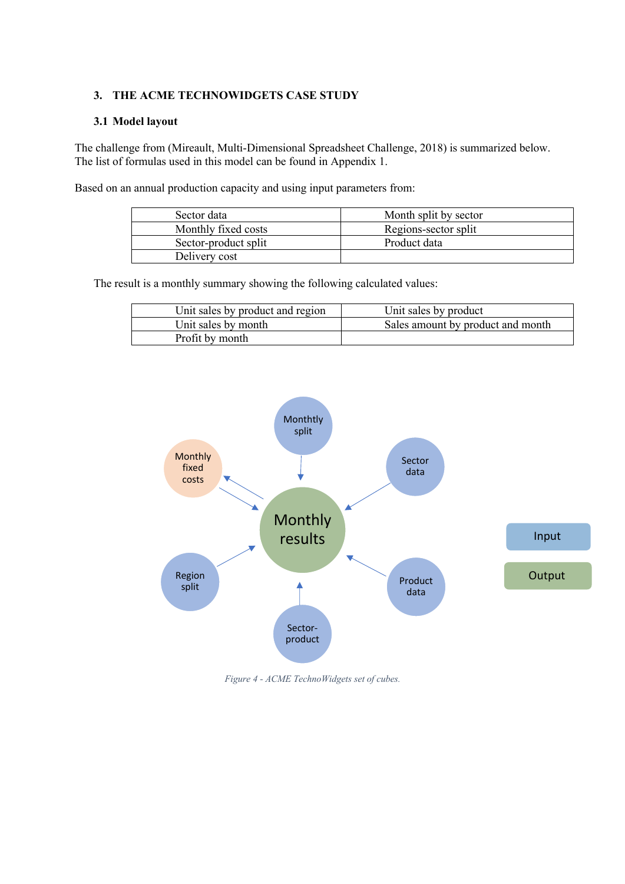## 3. THE ACME TECHNOWIDGETS CASE STUDY

### 3.1 Model layout

The challenge from (Mireault, Multi-Dimensional Spreadsheet Challenge, 2018) is summarized below. The list of formulas used in this model can be found in Appendix 1.

Based on an annual production capacity and using input parameters from:

| Sector data | Month split by sector |
|---|---|
| Monthly fixed costs | Regions-sector split |
| Sector-product split | Product data |
| Delivery cost | |

The result is a monthly summary showing the following calculated values:

| Unit sales by product and region | Unit sales by product |
|---|---|
| Unit sales by month | Sales amount by product and month |
| Profit by month | |

*Figure 4 - ACME TechnoWidgets set of cubes.*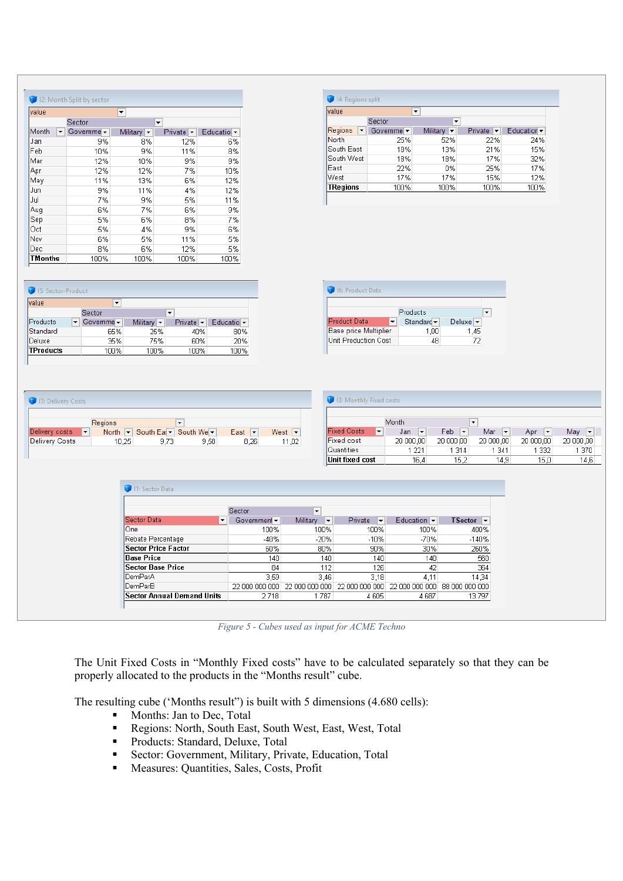**I2: Month Split by sector**

| Month | Government | Military | Private | Education |
|---|---|---|---|---|
| Jan | 9% | 8% | 12% | 6% |
| Feb | 10% | 9% | 11% | 8% |
| Mar | 12% | 10% | 9% | 9% |
| Apr | 12% | 12% | 7% | 10% |
| May | 11% | 13% | 6% | 12% |
| Jun | 9% | 11% | 4% | 12% |
| Jul | 7% | 9% | 5% | 11% |
| Aug | 6% | 7% | 6% | 9% |
| Sep | 5% | 6% | 8% | 7% |
| Oct | 5% | 4% | 9% | 6% |
| Nov | 6% | 5% | 11% | 5% |
| Dec | 8% | 6% | 12% | 5% |
| **TMonths** | 100% | 100% | 100% | 100% |

**I4: Regions split**

| Regions | Government | Military | Private | Education |
|---|---|---|---|---|
| North | 25% | 52% | 22% | 24% |
| South East | 18% | 13% | 21% | 15% |
| South West | 18% | 18% | 17% | 32% |
| East | 22% | 0% | 25% | 17% |
| West | 17% | 17% | 15% | 12% |
| **TRegions** | 100% | 100% | 100% | 100% |

**I5: Sector-Product**

| Products | Government | Military | Private | Education |
|---|---|---|---|---|
| Standard | 65% | 25% | 40% | 80% |
| Deluxe | 35% | 75% | 60% | 20% |
| **TProducts** | 100% | 100% | 100% | 100% |

**I6: Product Data**

| Product Data | Standard | Deluxe |
|---|---|---|
| Base price Multiplier | 1,00 | 1,45 |
| Unit Production Cost | 48 | 72 |

**I7: Delivery Costs**

| Delivery costs | North | South East | South West | East | West |
|---|---|---|---|---|---|
| Delivery Costs | 10,25 | 9,73 | 9,58 | 8,26 | 11,02 |

**I3: Monthly Fixed costs**

| Fixed Costs | Jan | Feb | Mar | Apr | May |
|---|---|---|---|---|---|
| Fixed cost | 20 000,00 | 20 000,00 | 20 000,00 | 20 000,00 | 20 000,00 |
| Quantities | 1 221 | 1 314 | 1 341 | 1 332 | 1 370 |
| **Unit fixed cost** | 16,4 | 15,2 | 14,9 | 15,0 | 14,6 |

**I1: Sector Data**

| Sector Data | Government | Military | Private | Education | TSector |
|---|---|---|---|---|---|
| One | 100% | 100% | 100% | 100% | 400% |
| Rebate Percentage | -40% | -20% | -10% | -70% | -140% |
| **Sector Price Factor** | 60% | 80% | 90% | 30% | 260% |
| **Base Price** | 140 | 140 | 140 | 140 | 560 |
| **Sector Base Price** | 84 | 112 | 126 | 42 | 364 |
| DemParA | 3,59 | 3,46 | 3,18 | 4,11 | 14,34 |
| DemParB | 22 000 000 000 | 22 000 000 000 | 22 000 000 000 | 22 000 000 000 | 88 000 000 000 |
| **Sector Annual Demand Units** | 2 718 | 1 787 | 4 605 | 4 687 | 13 797 |

*Figure 5 - Cubes used as input for ACME Techno*

The Unit Fixed Costs in "Monthly Fixed costs" have to be calculated separately so that they can be properly allocated to the products in the "Months result" cube.

The resulting cube ('Months result") is built with 5 dimensions (4.680 cells):

- Months: Jan to Dec, Total
- Regions: North, South East, South West, East, West, Total
- Products: Standard, Deluxe, Total
- Sector: Government, Military, Private, Education, Total
- Measures: Quantities, Sales, Costs, Profit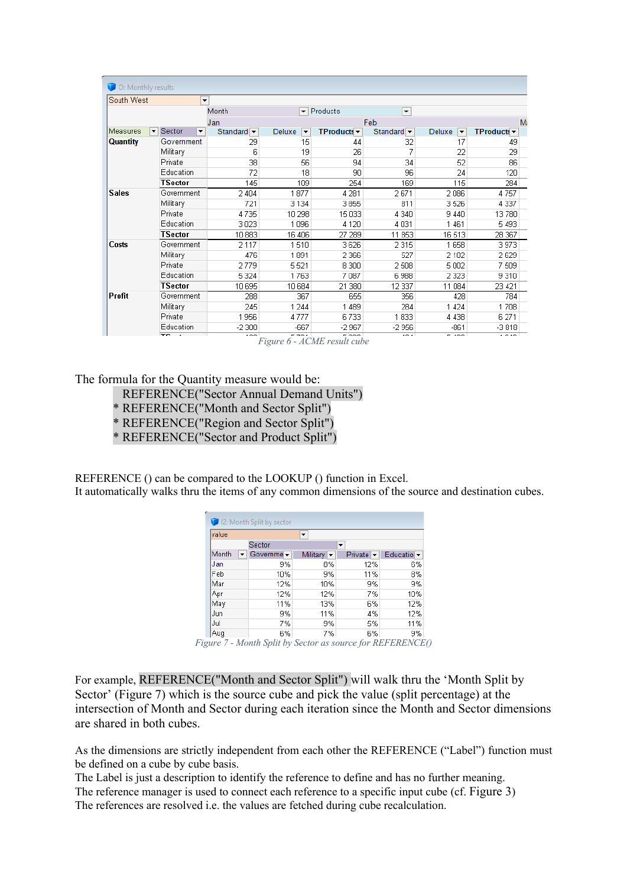| South West | | | | | | | | |
|---|---|---|---|---|---|---|---|---|
| | | Month | | | Products | | | |
| | | Jan | | | Feb | | | Ma |
| Measures | Sector | Standard | Deluxe | TProducts | Standard | Deluxe | TProducts | |
| **Quantity** | Government | 29 | 15 | 44 | 32 | 17 | 49 | |
| | Military | 6 | 19 | 26 | 7 | 22 | 29 | |
| | Private | 38 | 56 | 94 | 34 | 52 | 86 | |
| | Education | 72 | 18 | 90 | 96 | 24 | 120 | |
| | **TSector** | 145 | 109 | 254 | 169 | 115 | 284 | |
| **Sales** | Government | 2 404 | 1 877 | 4 281 | 2 671 | 2 086 | 4 757 | |
| | Military | 721 | 3 134 | 3 855 | 811 | 3 526 | 4 337 | |
| | Private | 4 735 | 10 298 | 15 033 | 4 340 | 9 440 | 13 780 | |
| | Education | 3 023 | 1 096 | 4 120 | 4 031 | 1 461 | 5 493 | |
| | **TSector** | 10 883 | 16 406 | 27 289 | 11 853 | 16 513 | 28 367 | |
| **Costs** | Government | 2 117 | 1 510 | 3 626 | 2 315 | 1 658 | 3 973 | |
| | Military | 476 | 1 891 | 2 366 | 527 | 2 102 | 2 629 | |
| | Private | 2 779 | 5 521 | 8 300 | 2 508 | 5 002 | 7 509 | |
| | Education | 5 324 | 1 763 | 7 087 | 6 988 | 2 323 | 9 310 | |
| | **TSector** | 10 695 | 10 684 | 21 380 | 12 337 | 11 084 | 23 421 | |
| **Profit** | Government | 288 | 367 | 655 | 356 | 428 | 784 | |
| | Military | 245 | 1 244 | 1 489 | 284 | 1 424 | 1 708 | |
| | Private | 1 956 | 4 777 | 6 733 | 1 833 | 4 438 | 6 271 | |
| | Education | -2 300 | -667 | -2 967 | -2 956 | -861 | -3 818 | |

*Figure 6 - ACME result cube*

The formula for the Quantity measure would be:

```
  REFERENCE("Sector Annual Demand Units")
* REFERENCE("Month and Sector Split")
* REFERENCE("Region and Sector Split")
* REFERENCE("Sector and Product Split")
```

REFERENCE () can be compared to the LOOKUP () function in Excel.
It automatically walks thru the items of any common dimensions of the source and destination cubes.

| value | | | | |
|---|---|---|---|---|
| | Sector | | | |
| Month | Government | Military | Private | Education |
| Jan | 9% | 8% | 12% | 6% |
| Feb | 10% | 9% | 11% | 8% |
| Mar | 12% | 10% | 9% | 9% |
| Apr | 12% | 12% | 7% | 10% |
| May | 11% | 13% | 6% | 12% |
| Jun | 9% | 11% | 4% | 12% |
| Jul | 7% | 9% | 5% | 11% |
| Aug | 6% | 7% | 6% | 9% |

*Figure 7 - Month Split by Sector as source for REFERENCE()*

For example, REFERENCE("Month and Sector Split") will walk thru the 'Month Split by Sector' (Figure 7) which is the source cube and pick the value (split percentage) at the intersection of Month and Sector during each iteration since the Month and Sector dimensions are shared in both cubes.

As the dimensions are strictly independent from each other the REFERENCE ("Label") function must be defined on a cube by cube basis.
The Label is just a description to identify the reference to define and has no further meaning.
The reference manager is used to connect each reference to a specific input cube (cf. Figure 3)
The references are resolved i.e. the values are fetched during cube recalculation.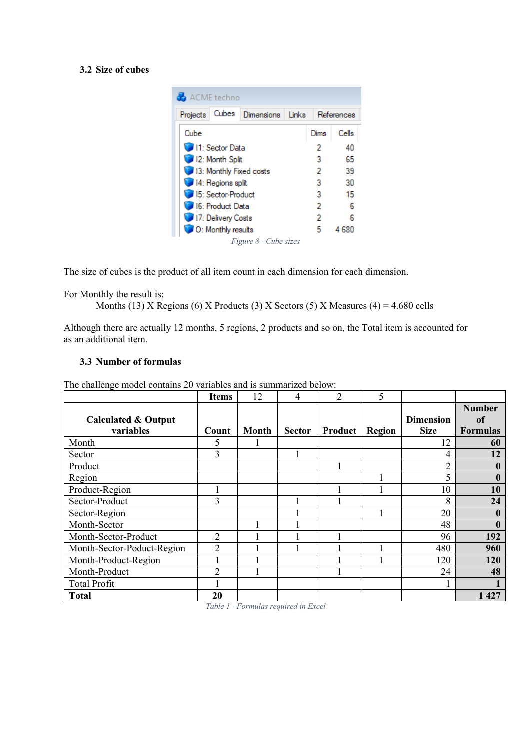### 3.2 Size of cubes

ACME techno

Projects | Cubes | Dimensions | Links | References

| Cube | Dims | Cells |
|---|---|---|
| I1: Sector Data | 2 | 40 |
| I2: Month Split | 3 | 65 |
| I3: Monthly Fixed costs | 2 | 39 |
| I4: Regions split | 3 | 30 |
| I5: Sector-Product | 3 | 15 |
| I6: Product Data | 2 | 6 |
| I7: Delivery Costs | 2 | 6 |
| O: Monthly results | 5 | 4 680 |

*Figure 8 - Cube sizes*

The size of cubes is the product of all item count in each dimension for each dimension.

For Monthly the result is:

Months (13) X Regions (6) X Products (3) X Sectors (5) X Measures (4) = 4.680 cells

Although there are actually 12 months, 5 regions, 2 products and so on, the Total item is accounted for as an additional item.

### 3.3 Number of formulas

The challenge model contains 20 variables and is summarized below:

| | Items | 12 | 4 | 2 | 5 | | |
|---|---|---|---|---|---|---|---|
| **Calculated & Output variables** | **Count** | **Month** | **Sector** | **Product** | **Region** | **Dimension Size** | **Number of Formulas** |
| Month | 5 | 1 | | | | 12 | **60** |
| Sector | 3 | | 1 | | | 4 | **12** |
| Product | | | | 1 | | 2 | **0** |
| Region | | | | | 1 | 5 | **0** |
| Product-Region | 1 | | | 1 | 1 | 10 | **10** |
| Sector-Product | 3 | | 1 | 1 | | 8 | **24** |
| Sector-Region | | | 1 | | 1 | 20 | **0** |
| Month-Sector | | 1 | 1 | | | 48 | **0** |
| Month-Sector-Product | 2 | 1 | 1 | 1 | | 96 | **192** |
| Month-Sector-Poduct-Region | 2 | 1 | 1 | 1 | 1 | 480 | **960** |
| Month-Product-Region | 1 | 1 | | 1 | 1 | 120 | **120** |
| Month-Product | 2 | 1 | | 1 | | 24 | **48** |
| Total Profit | 1 | | | | | 1 | **1** |
| **Total** | **20** | | | | | | **1 427** |

*Table 1 - Formulas required in Excel*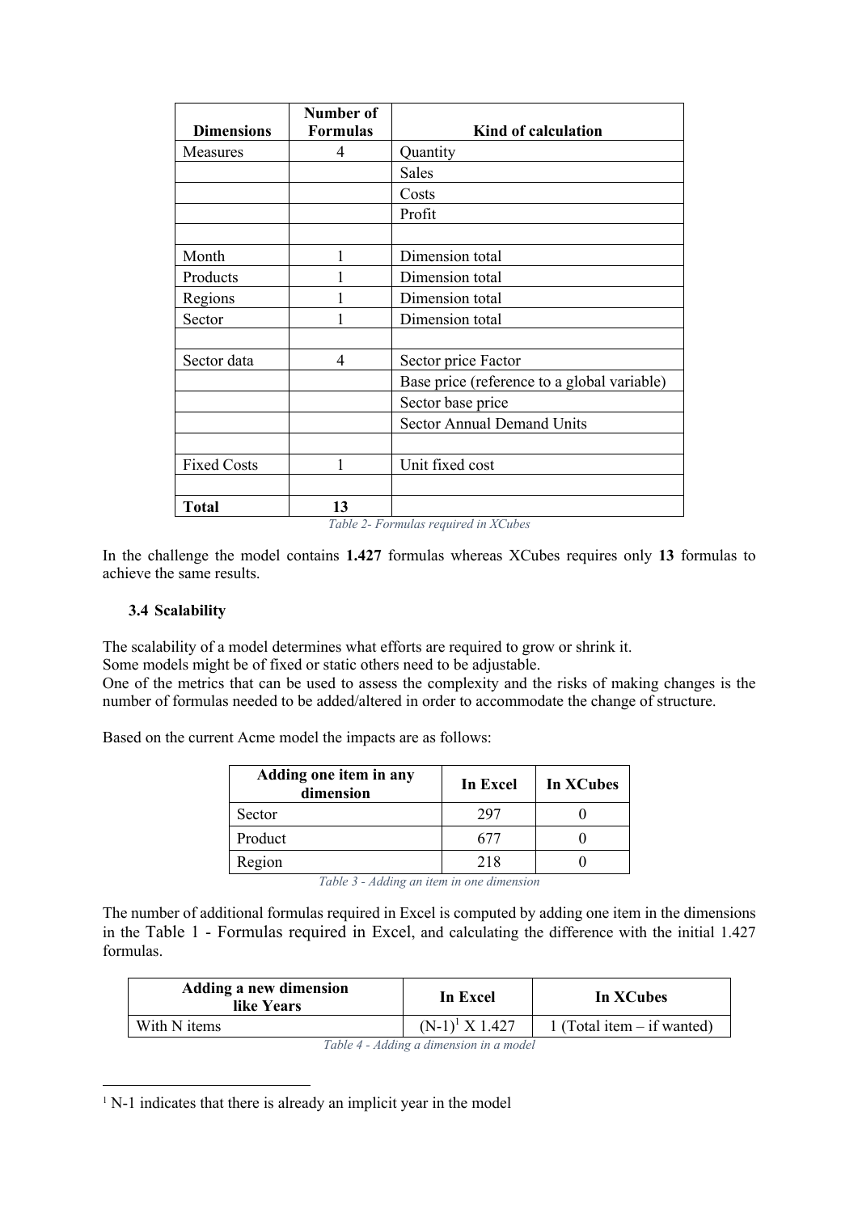| Dimensions | Number of Formulas | Kind of calculation |
| --- | --- | --- |
| Measures | 4 | Quantity |
| | | Sales |
| | | Costs |
| | | Profit |
| | | |
| Month | 1 | Dimension total |
| Products | 1 | Dimension total |
| Regions | 1 | Dimension total |
| Sector | 1 | Dimension total |
| | | |
| Sector data | 4 | Sector price Factor |
| | | Base price (reference to a global variable) |
| | | Sector base price |
| | | Sector Annual Demand Units |
| | | |
| Fixed Costs | 1 | Unit fixed cost |
| | | |
| **Total** | **13** | |

*Table 2- Formulas required in XCubes*

In the challenge the model contains **1.427** formulas whereas XCubes requires only **13** formulas to achieve the same results.

### 3.4 Scalability

The scalability of a model determines what efforts are required to grow or shrink it.
Some models might be of fixed or static others need to be adjustable.
One of the metrics that can be used to assess the complexity and the risks of making changes is the number of formulas needed to be added/altered in order to accommodate the change of structure.

Based on the current Acme model the impacts are as follows:

| Adding one item in any dimension | In Excel | In XCubes |
| --- | --- | --- |
| Sector | 297 | 0 |
| Product | 677 | 0 |
| Region | 218 | 0 |

*Table 3 - Adding an item in one dimension*

The number of additional formulas required in Excel is computed by adding one item in the dimensions in the Table 1 - Formulas required in Excel, and calculating the difference with the initial 1.427 formulas.

| Adding a new dimension like Years | In Excel | In XCubes |
| --- | --- | --- |
| With N items | (N-1)[1] X 1.427 | 1 (Total item – if wanted) |

*Table 4 - Adding a dimension in a model*

[1] N-1 indicates that there is already an implicit year in the model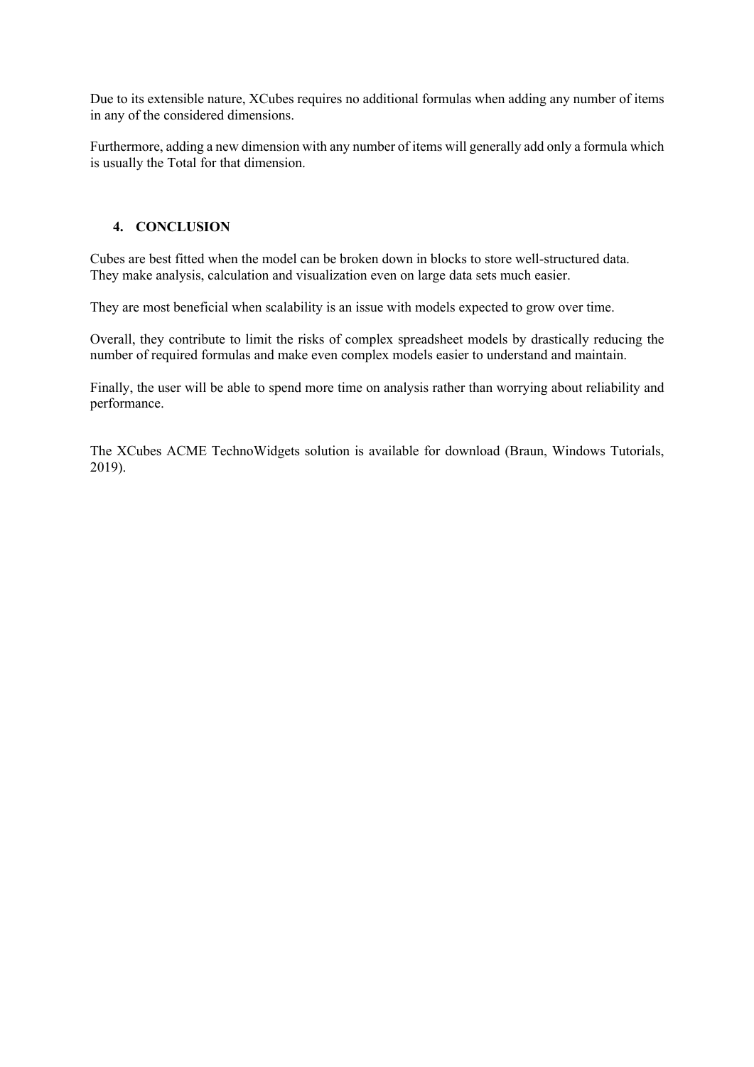Due to its extensible nature, XCubes requires no additional formulas when adding any number of items in any of the considered dimensions.

Furthermore, adding a new dimension with any number of items will generally add only a formula which is usually the Total for that dimension.

## 4. CONCLUSION

Cubes are best fitted when the model can be broken down in blocks to store well-structured data. They make analysis, calculation and visualization even on large data sets much easier.

They are most beneficial when scalability is an issue with models expected to grow over time.

Overall, they contribute to limit the risks of complex spreadsheet models by drastically reducing the number of required formulas and make even complex models easier to understand and maintain.

Finally, the user will be able to spend more time on analysis rather than worrying about reliability and performance.

The XCubes ACME TechnoWidgets solution is available for download (Braun, Windows Tutorials, 2019).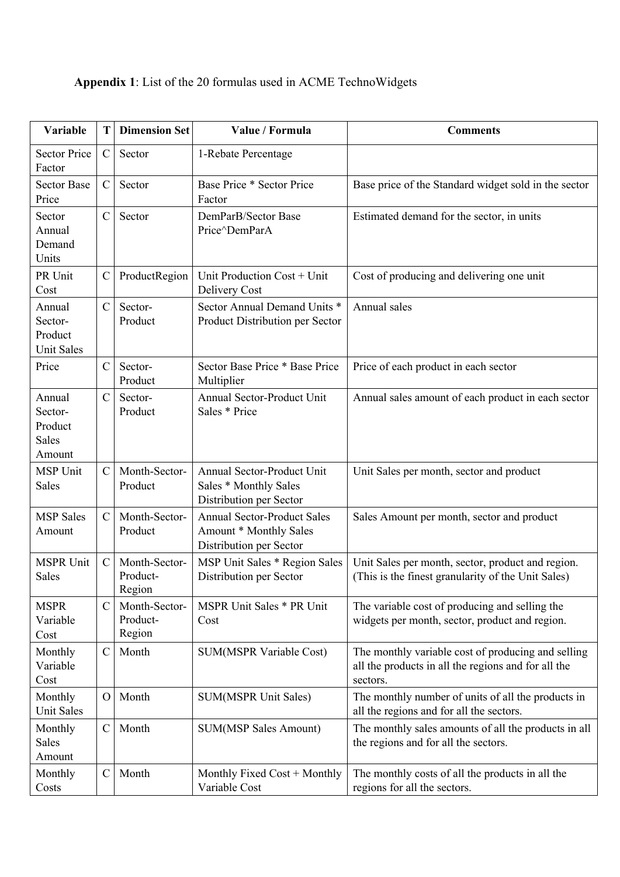**Appendix 1**: List of the 20 formulas used in ACME TechnoWidgets

| Variable | T | Dimension Set | Value / Formula | Comments |
|---|---|---|---|---|
| Sector Price Factor | C | Sector | 1-Rebate Percentage | |
| Sector Base Price | C | Sector | Base Price * Sector Price Factor | Base price of the Standard widget sold in the sector |
| Sector Annual Demand Units | C | Sector | DemParB/Sector Base Price^DemParA | Estimated demand for the sector, in units |
| PR Unit Cost | C | ProductRegion | Unit Production Cost + Unit Delivery Cost | Cost of producing and delivering one unit |
| Annual Sector-Product Unit Sales | C | Sector-Product | Sector Annual Demand Units * Product Distribution per Sector | Annual sales |
| Price | C | Sector-Product | Sector Base Price * Base Price Multiplier | Price of each product in each sector |
| Annual Sector-Product Sales Amount | C | Sector-Product | Annual Sector-Product Unit Sales * Price | Annual sales amount of each product in each sector |
| MSP Unit Sales | C | Month-Sector-Product | Annual Sector-Product Unit Sales * Monthly Sales Distribution per Sector | Unit Sales per month, sector and product |
| MSP Sales Amount | C | Month-Sector-Product | Annual Sector-Product Sales Amount * Monthly Sales Distribution per Sector | Sales Amount per month, sector and product |
| MSPR Unit Sales | C | Month-Sector-Product-Region | MSP Unit Sales * Region Sales Distribution per Sector | Unit Sales per month, sector, product and region. (This is the finest granularity of the Unit Sales) |
| MSPR Variable Cost | C | Month-Sector-Product-Region | MSPR Unit Sales * PR Unit Cost | The variable cost of producing and selling the widgets per month, sector, product and region. |
| Monthly Variable Cost | C | Month | SUM(MSPR Variable Cost) | The monthly variable cost of producing and selling all the products in all the regions and for all the sectors. |
| Monthly Unit Sales | O | Month | SUM(MSPR Unit Sales) | The monthly number of units of all the products in all the regions and for all the sectors. |
| Monthly Sales Amount | C | Month | SUM(MSP Sales Amount) | The monthly sales amounts of all the products in all the regions and for all the sectors. |
| Monthly Costs | C | Month | Monthly Fixed Cost + Monthly Variable Cost | The monthly costs of all the products in all the regions for all the sectors. |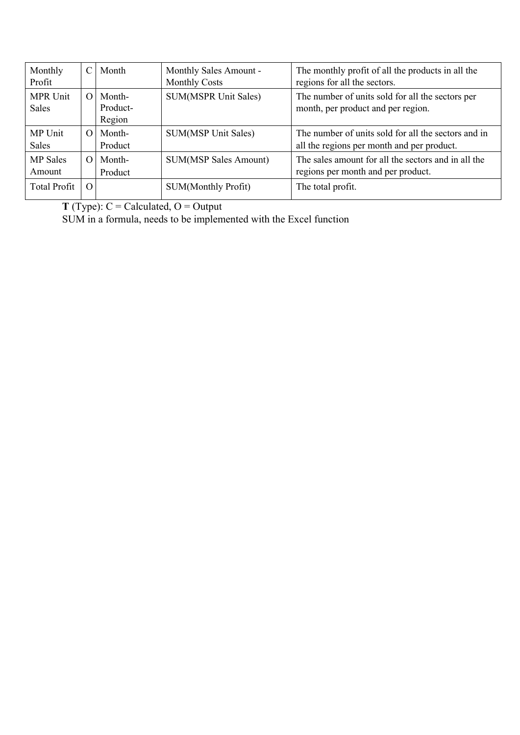| Monthly Profit | C | Month | Monthly Sales Amount - Monthly Costs | The monthly profit of all the products in all the regions for all the sectors. |
|---|---|---|---|---|
| MPR Unit Sales | O | Month-Product-Region | SUM(MSPR Unit Sales) | The number of units sold for all the sectors per month, per product and per region. |
| MP Unit Sales | O | Month-Product | SUM(MSP Unit Sales) | The number of units sold for all the sectors and in all the regions per month and per product. |
| MP Sales Amount | O | Month-Product | SUM(MSP Sales Amount) | The sales amount for all the sectors and in all the regions per month and per product. |
| Total Profit | O | | SUM(Monthly Profit) | The total profit. |

**T** (Type): C = Calculated, O = Output

SUM in a formula, needs to be implemented with the Excel function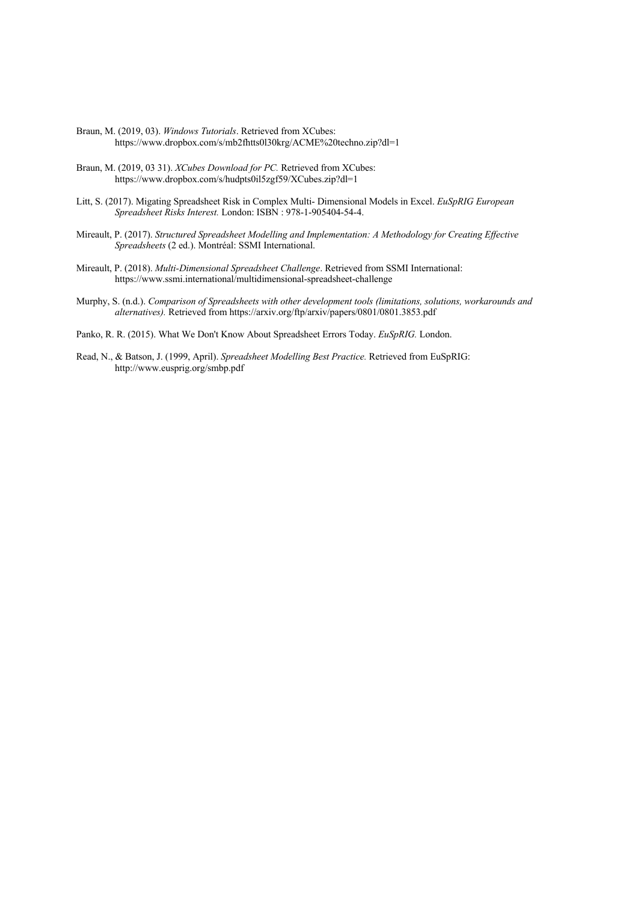Braun, M. (2019, 03). *Windows Tutorials*. Retrieved from XCubes: https://www.dropbox.com/s/mb2fhtts0l30krg/ACME%20techno.zip?dl=1

Braun, M. (2019, 03 31). *XCubes Download for PC.* Retrieved from XCubes: https://www.dropbox.com/s/hudpts0il5zgf59/XCubes.zip?dl=1

Litt, S. (2017). Migating Spreadsheet Risk in Complex Multi- Dimensional Models in Excel. *EuSpRIG European Spreadsheet Risks Interest.* London: ISBN : 978-1-905404-54-4.

Mireault, P. (2017). *Structured Spreadsheet Modelling and Implementation: A Methodology for Creating Effective Spreadsheets* (2 ed.). Montréal: SSMI International.

Mireault, P. (2018). *Multi-Dimensional Spreadsheet Challenge*. Retrieved from SSMI International: https://www.ssmi.international/multidimensional-spreadsheet-challenge

Murphy, S. (n.d.). *Comparison of Spreadsheets with other development tools (limitations, solutions, workarounds and alternatives).* Retrieved from https://arxiv.org/ftp/arxiv/papers/0801/0801.3853.pdf

Panko, R. R. (2015). What We Don't Know About Spreadsheet Errors Today. *EuSpRIG.* London.

Read, N., & Batson, J. (1999, April). *Spreadsheet Modelling Best Practice.* Retrieved from EuSpRIG: http://www.eusprig.org/smbp.pdf